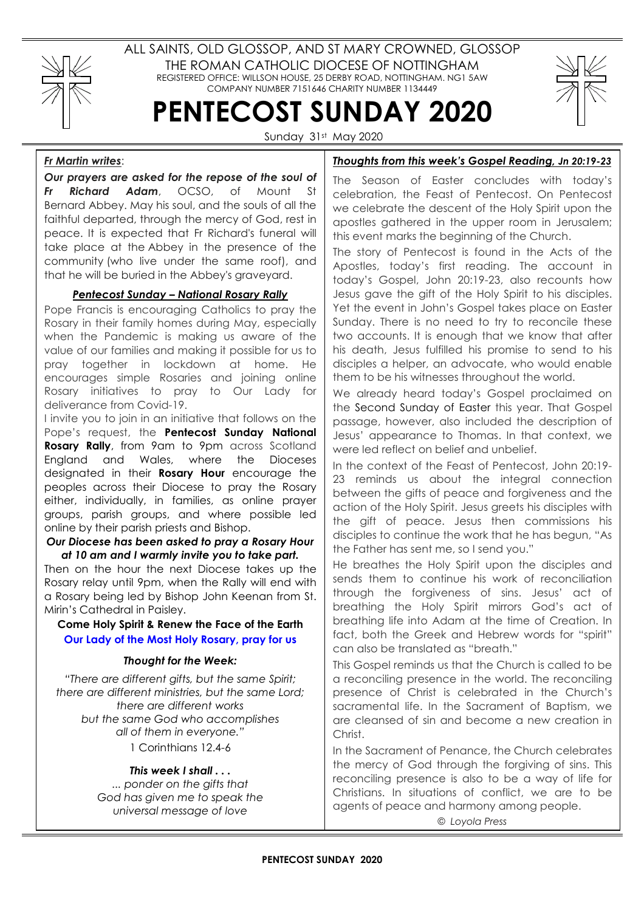ALL SAINTS, OLD GLOSSOP, AND ST MARY CROWNED, GLOSSOP

THE ROMAN CATHOLIC DIOCESE OF NOTTINGHAM

REGISTERED OFFICE: WILLSON HOUSE, 25 DERBY ROAD, NOTTINGHAM. NG1 5AW

COMPANY NUMBER 7151646 CHARITY NUMBER 1134449

# PENTECOST SUNDAY 2020

Sunday 31st May 2020

## *Fr Martin writes*:

***Our prayers are asked for the repose of the soul of Fr Richard Adam***, OCSO, of Mount St Bernard Abbey. May his soul, and the souls of all the faithful departed, through the mercy of God, rest in peace. It is expected that Fr Richard's funeral will take place at the Abbey in the presence of the community (who live under the same roof), and that he will be buried in the Abbey's graveyard.

### *Pentecost Sunday – National Rosary Rally*

Pope Francis is encouraging Catholics to pray the Rosary in their family homes during May, especially when the Pandemic is making us aware of the value of our families and making it possible for us to pray together in lockdown at home. He encourages simple Rosaries and joining online Rosary initiatives to pray to Our Lady for deliverance from Covid-19.

I invite you to join in an initiative that follows on the Pope's request, the **Pentecost Sunday National Rosary Rally**, from 9am to 9pm across Scotland England and Wales, where the Dioceses designated in their **Rosary Hour** encourage the peoples across their Diocese to pray the Rosary either, individually, in families, as online prayer groups, parish groups, and where possible led online by their parish priests and Bishop.

***Our Diocese has been asked to pray a Rosary Hour at 10 am and I warmly invite you to take part.***

Then on the hour the next Diocese takes up the Rosary relay until 9pm, when the Rally will end with a Rosary being led by Bishop John Keenan from St. Mirin's Cathedral in Paisley.

**Come Holy Spirit & Renew the Face of the Earth**

**Our Lady of the Most Holy Rosary, pray for us**

### *Thought for the Week:*

*"There are different gifts, but the same Spirit;*
*there are different ministries, but the same Lord;*
*there are different works*
*but the same God who accomplishes*
*all of them in everyone."*

1 Corinthians 12.4-6

***This week I shall . . .***

*... ponder on the gifts that God has given me to speak the universal message of love*

## *Thoughts from this week's Gospel Reading, Jn 20:19-23*

The Season of Easter concludes with today's celebration, the Feast of Pentecost. On Pentecost we celebrate the descent of the Holy Spirit upon the apostles gathered in the upper room in Jerusalem; this event marks the beginning of the Church.

The story of Pentecost is found in the Acts of the Apostles, today's first reading. The account in today's Gospel, John 20:19-23, also recounts how Jesus gave the gift of the Holy Spirit to his disciples. Yet the event in John's Gospel takes place on Easter Sunday. There is no need to try to reconcile these two accounts. It is enough that we know that after his death, Jesus fulfilled his promise to send to his disciples a helper, an advocate, who would enable them to be his witnesses throughout the world.

We already heard today's Gospel proclaimed on the Second Sunday of Easter this year. That Gospel passage, however, also included the description of Jesus' appearance to Thomas. In that context, we were led reflect on belief and unbelief.

In the context of the Feast of Pentecost, John 20:19-23 reminds us about the integral connection between the gifts of peace and forgiveness and the action of the Holy Spirit. Jesus greets his disciples with the gift of peace. Jesus then commissions his disciples to continue the work that he has begun, "As the Father has sent me, so I send you."

He breathes the Holy Spirit upon the disciples and sends them to continue his work of reconciliation through the forgiveness of sins. Jesus' act of breathing the Holy Spirit mirrors God's act of breathing life into Adam at the time of Creation. In fact, both the Greek and Hebrew words for "spirit" can also be translated as "breath."

This Gospel reminds us that the Church is called to be a reconciling presence in the world. The reconciling presence of Christ is celebrated in the Church's sacramental life. In the Sacrament of Baptism, we are cleansed of sin and become a new creation in Christ.

In the Sacrament of Penance, the Church celebrates the mercy of God through the forgiving of sins. This reconciling presence is also to be a way of life for Christians. In situations of conflict, we are to be agents of peace and harmony among people.

*© Loyola Press*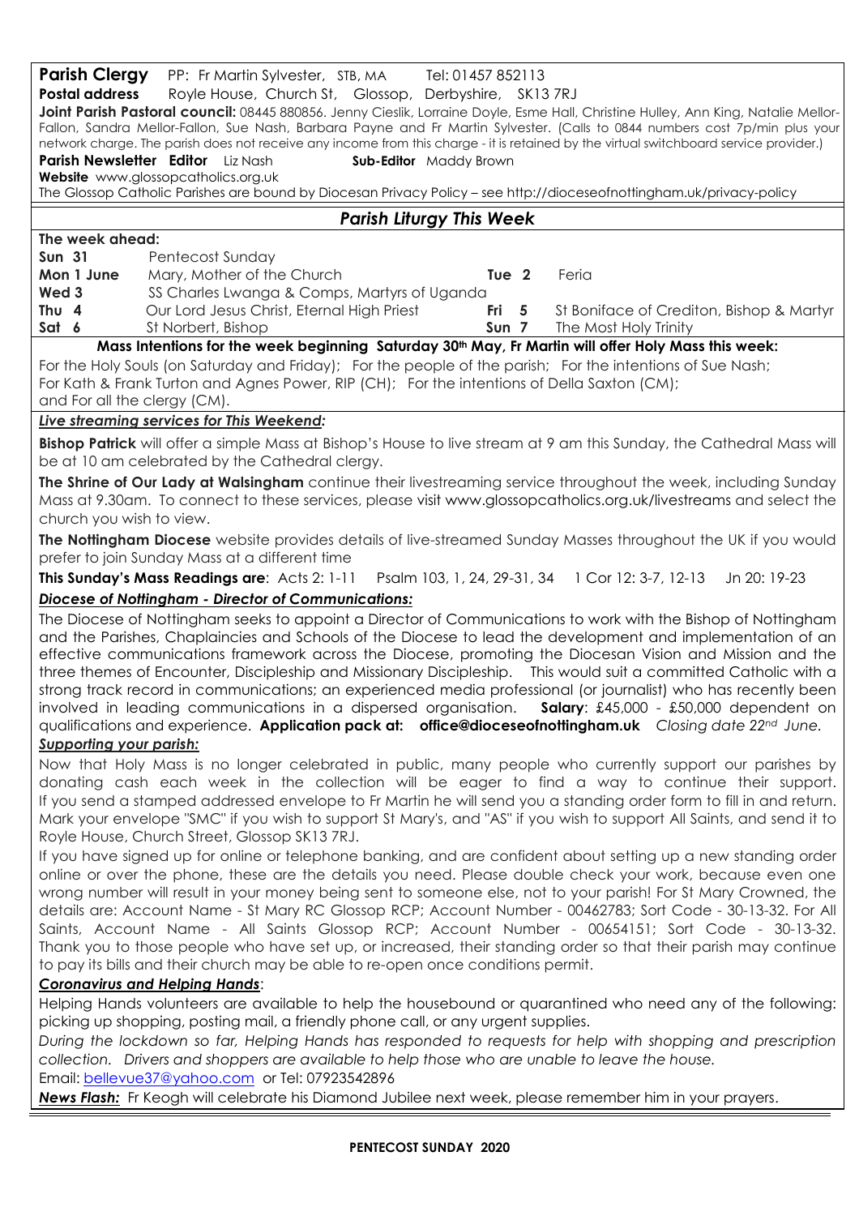**Parish Clergy** PP: Fr Martin Sylvester, STB, MA Tel: 01457 852113

**Postal address** Royle House, Church St, Glossop, Derbyshire, SK13 7RJ

**Joint Parish Pastoral council:** 08445 880856. Jenny Cieslik, Lorraine Doyle, Esme Hall, Christine Hulley, Ann King, Natalie Mellor-Fallon, Sandra Mellor-Fallon, Sue Nash, Barbara Payne and Fr Martin Sylvester. (Calls to 0844 numbers cost 7p/min plus your network charge. The parish does not receive any income from this charge - it is retained by the virtual switchboard service provider.)

**Parish Newsletter Editor** Liz Nash **Sub-Editor** Maddy Brown

**Website** www.glossopcatholics.org.uk

The Glossop Catholic Parishes are bound by Diocesan Privacy Policy – see http://dioceseofnottingham.uk/privacy-policy

## *Parish Liturgy This Week*

**The week ahead:**

| | | | |
|---|---|---|---|
| **Sun 31** | Pentecost Sunday | | |
| **Mon 1 June** | Mary, Mother of the Church | **Tue 2** | Feria |
| **Wed 3** | SS Charles Lwanga & Comps, Martyrs of Uganda | | |
| **Thu 4** | Our Lord Jesus Christ, Eternal High Priest | **Fri 5** | St Boniface of Crediton, Bishop & Martyr |
| **Sat 6** | St Norbert, Bishop | **Sun 7** | The Most Holy Trinity |

**Mass Intentions for the week beginning Saturday 30th May, Fr Martin will offer Holy Mass this week:**

For the Holy Souls (on Saturday and Friday); For the people of the parish; For the intentions of Sue Nash; For Kath & Frank Turton and Agnes Power, RIP (CH); For the intentions of Della Saxton (CM); and For all the clergy (CM).

### *Live streaming services for This Weekend:*

**Bishop Patrick** will offer a simple Mass at Bishop's House to live stream at 9 am this Sunday, the Cathedral Mass will be at 10 am celebrated by the Cathedral clergy.

**The Shrine of Our Lady at Walsingham** continue their livestreaming service throughout the week, including Sunday Mass at 9.30am. To connect to these services, please visit www.glossopcatholics.org.uk/livestreams and select the church you wish to view.

**The Nottingham Diocese** website provides details of live-streamed Sunday Masses throughout the UK if you would prefer to join Sunday Mass at a different time

**This Sunday's Mass Readings are**: Acts 2: 1-11 Psalm 103, 1, 24, 29-31, 34 1 Cor 12: 3-7, 12-13 Jn 20: 19-23

### *Diocese of Nottingham - Director of Communications:*

The Diocese of Nottingham seeks to appoint a Director of Communications to work with the Bishop of Nottingham and the Parishes, Chaplaincies and Schools of the Diocese to lead the development and implementation of an effective communications framework across the Diocese, promoting the Diocesan Vision and Mission and the three themes of Encounter, Discipleship and Missionary Discipleship. This would suit a committed Catholic with a strong track record in communications; an experienced media professional (or journalist) who has recently been involved in leading communications in a dispersed organisation. **Salary**: £45,000 - £50,000 dependent on qualifications and experience. **Application pack at: office@dioceseofnottingham.uk** *Closing date 22nd June.*

### *Supporting your parish:*

Now that Holy Mass is no longer celebrated in public, many people who currently support our parishes by donating cash each week in the collection will be eager to find a way to continue their support. If you send a stamped addressed envelope to Fr Martin he will send you a standing order form to fill in and return. Mark your envelope "SMC" if you wish to support St Mary's, and "AS" if you wish to support All Saints, and send it to Royle House, Church Street, Glossop SK13 7RJ.

If you have signed up for online or telephone banking, and are confident about setting up a new standing order online or over the phone, these are the details you need. Please double check your work, because even one wrong number will result in your money being sent to someone else, not to your parish! For St Mary Crowned, the details are: Account Name - St Mary RC Glossop RCP; Account Number - 00462783; Sort Code - 30-13-32. For All Saints, Account Name - All Saints Glossop RCP; Account Number - 00654151; Sort Code - 30-13-32. Thank you to those people who have set up, or increased, their standing order so that their parish may continue to pay its bills and their church may be able to re-open once conditions permit.

### *Coronavirus and Helping Hands*:

Helping Hands volunteers are available to help the housebound or quarantined who need any of the following: picking up shopping, posting mail, a friendly phone call, or any urgent supplies.

*During the lockdown so far, Helping Hands has responded to requests for help with shopping and prescription collection. Drivers and shoppers are available to help those who are unable to leave the house.*

Email: bellevue37@yahoo.com or Tel: 07923542896

***News Flash:*** Fr Keogh will celebrate his Diamond Jubilee next week, please remember him in your prayers.

**PENTECOST SUNDAY 2020**